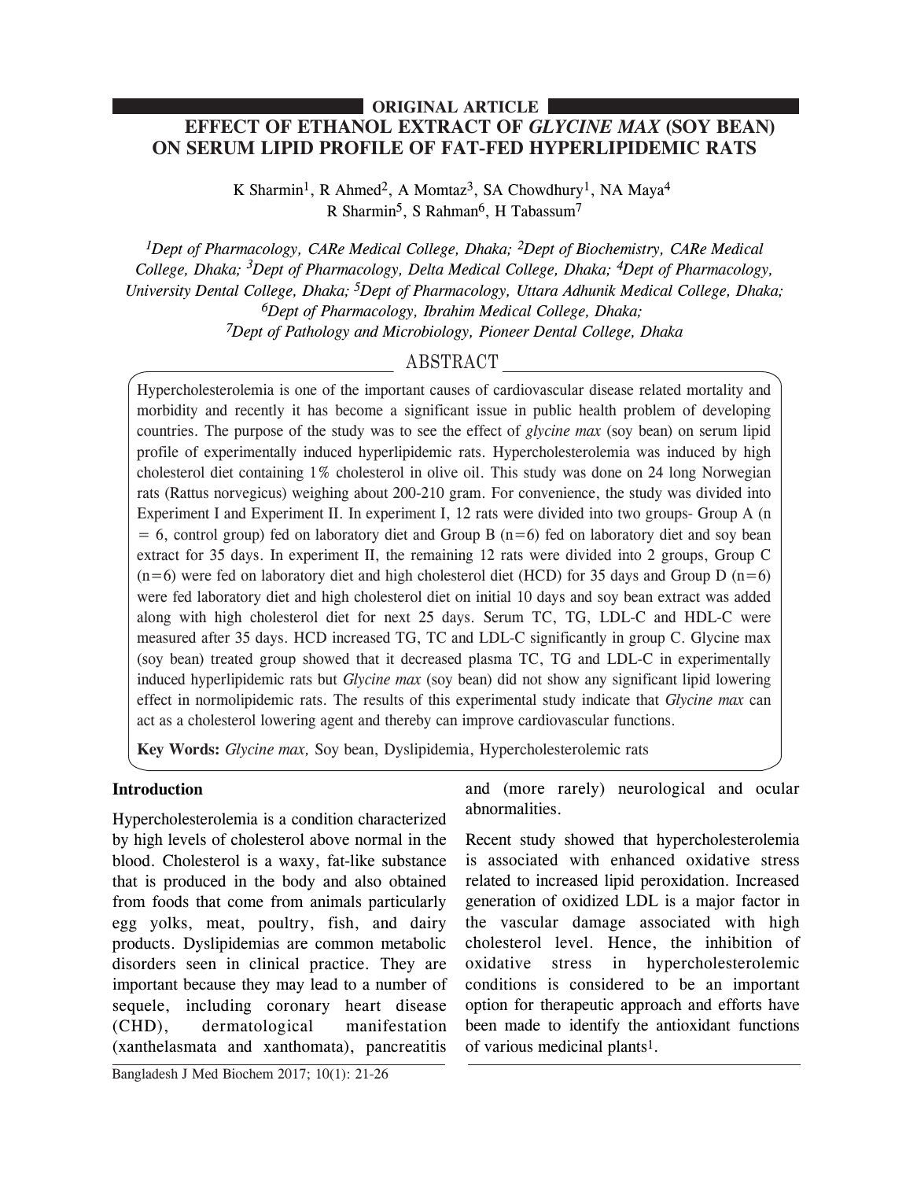ORIGINAL ARTICLE

# EFFECT OF ETHANOL EXTRACT OF *GLYCINE MAX* (SOY BEAN) ON SERUM LIPID PROFILE OF FAT-FED HYPERLIPIDEMIC RATS

K Sharmin[1], R Ahmed[2], A Momtaz[3], SA Chowdhury[1], NA Maya[4]
R Sharmin[5], S Rahman[6], H Tabassum[7]

*[1]Dept of Pharmacology, CARe Medical College, Dhaka; [2]Dept of Biochemistry, CARe Medical College, Dhaka; [3]Dept of Pharmacology, Delta Medical College, Dhaka; [4]Dept of Pharmacology, University Dental College, Dhaka; [5]Dept of Pharmacology, Uttara Adhunik Medical College, Dhaka; [6]Dept of Pharmacology, Ibrahim Medical College, Dhaka; [7]Dept of Pathology and Microbiology, Pioneer Dental College, Dhaka*

## ABSTRACT

Hypercholesterolemia is one of the important causes of cardiovascular disease related mortality and morbidity and recently it has become a significant issue in public health problem of developing countries. The purpose of the study was to see the effect of *glycine max* (soy bean) on serum lipid profile of experimentally induced hyperlipidemic rats. Hypercholesterolemia was induced by high cholesterol diet containing 1% cholesterol in olive oil. This study was done on 24 long Norwegian rats (Rattus norvegicus) weighing about 200-210 gram. For convenience, the study was divided into Experiment I and Experiment II. In experiment I, 12 rats were divided into two groups- Group A (n = 6, control group) fed on laboratory diet and Group B (n=6) fed on laboratory diet and soy bean extract for 35 days. In experiment II, the remaining 12 rats were divided into 2 groups, Group C (n=6) were fed on laboratory diet and high cholesterol diet (HCD) for 35 days and Group D (n=6) were fed laboratory diet and high cholesterol diet on initial 10 days and soy bean extract was added along with high cholesterol diet for next 25 days. Serum TC, TG, LDL-C and HDL-C were measured after 35 days. HCD increased TG, TC and LDL-C significantly in group C. Glycine max (soy bean) treated group showed that it decreased plasma TC, TG and LDL-C in experimentally induced hyperlipidemic rats but *Glycine max* (soy bean) did not show any significant lipid lowering effect in normolipidemic rats. The results of this experimental study indicate that *Glycine max* can act as a cholesterol lowering agent and thereby can improve cardiovascular functions.

**Key Words:** *Glycine max,* Soy bean, Dyslipidemia, Hypercholesterolemic rats

## Introduction

Hypercholesterolemia is a condition characterized by high levels of cholesterol above normal in the blood. Cholesterol is a waxy, fat-like substance that is produced in the body and also obtained from foods that come from animals particularly egg yolks, meat, poultry, fish, and dairy products. Dyslipidemias are common metabolic disorders seen in clinical practice. They are important because they may lead to a number of sequele, including coronary heart disease (CHD), dermatological manifestation (xanthelasmata and xanthomata), pancreatitis and (more rarely) neurological and ocular abnormalities.

Recent study showed that hypercholesterolemia is associated with enhanced oxidative stress related to increased lipid peroxidation. Increased generation of oxidized LDL is a major factor in the vascular damage associated with high cholesterol level. Hence, the inhibition of oxidative stress in hypercholesterolemic conditions is considered to be an important option for therapeutic approach and efforts have been made to identify the antioxidant functions of various medicinal plants[1].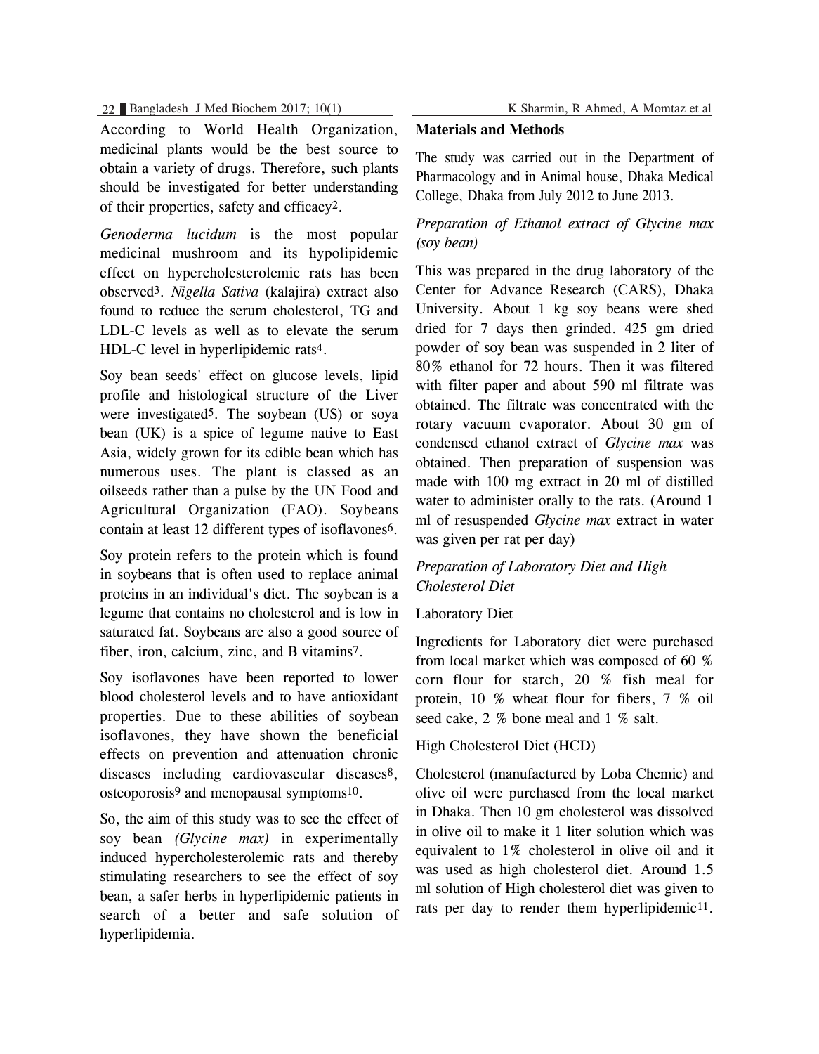According to World Health Organization, medicinal plants would be the best source to obtain a variety of drugs. Therefore, such plants should be investigated for better understanding of their properties, safety and efficacy[2].

*Genoderma lucidum* is the most popular medicinal mushroom and its hypolipidemic effect on hypercholesterolemic rats has been observed[3]. *Nigella Sativa* (kalajira) extract also found to reduce the serum cholesterol, TG and LDL-C levels as well as to elevate the serum HDL-C level in hyperlipidemic rats[4].

Soy bean seeds' effect on glucose levels, lipid profile and histological structure of the Liver were investigated[5]. The soybean (US) or soya bean (UK) is a spice of legume native to East Asia, widely grown for its edible bean which has numerous uses. The plant is classed as an oilseeds rather than a pulse by the UN Food and Agricultural Organization (FAO). Soybeans contain at least 12 different types of isoflavones[6].

Soy protein refers to the protein which is found in soybeans that is often used to replace animal proteins in an individual's diet. The soybean is a legume that contains no cholesterol and is low in saturated fat. Soybeans are also a good source of fiber, iron, calcium, zinc, and B vitamins[7].

Soy isoflavones have been reported to lower blood cholesterol levels and to have antioxidant properties. Due to these abilities of soybean isoflavones, they have shown the beneficial effects on prevention and attenuation chronic diseases including cardiovascular diseases[8], osteoporosis[9] and menopausal symptoms[10].

So, the aim of this study was to see the effect of soy bean *(Glycine max)* in experimentally induced hypercholesterolemic rats and thereby stimulating researchers to see the effect of soy bean, a safer herbs in hyperlipidemic patients in search of a better and safe solution of hyperlipidemia.

## Materials and Methods

The study was carried out in the Department of Pharmacology and in Animal house, Dhaka Medical College, Dhaka from July 2012 to June 2013.

### *Preparation of Ethanol extract of Glycine max (soy bean)*

This was prepared in the drug laboratory of the Center for Advance Research (CARS), Dhaka University. About 1 kg soy beans were shed dried for 7 days then grinded. 425 gm dried powder of soy bean was suspended in 2 liter of 80% ethanol for 72 hours. Then it was filtered with filter paper and about 590 ml filtrate was obtained. The filtrate was concentrated with the rotary vacuum evaporator. About 30 gm of condensed ethanol extract of *Glycine max* was obtained. Then preparation of suspension was made with 100 mg extract in 20 ml of distilled water to administer orally to the rats. (Around 1 ml of resuspended *Glycine max* extract in water was given per rat per day)

### *Preparation of Laboratory Diet and High Cholesterol Diet*

Laboratory Diet

Ingredients for Laboratory diet were purchased from local market which was composed of 60 % corn flour for starch, 20 % fish meal for protein, 10 % wheat flour for fibers, 7 % oil seed cake, 2 % bone meal and 1 % salt.

High Cholesterol Diet (HCD)

Cholesterol (manufactured by Loba Chemic) and olive oil were purchased from the local market in Dhaka. Then 10 gm cholesterol was dissolved in olive oil to make it 1 liter solution which was equivalent to 1% cholesterol in olive oil and it was used as high cholesterol diet. Around 1.5 ml solution of High cholesterol diet was given to rats per day to render them hyperlipidemic[11].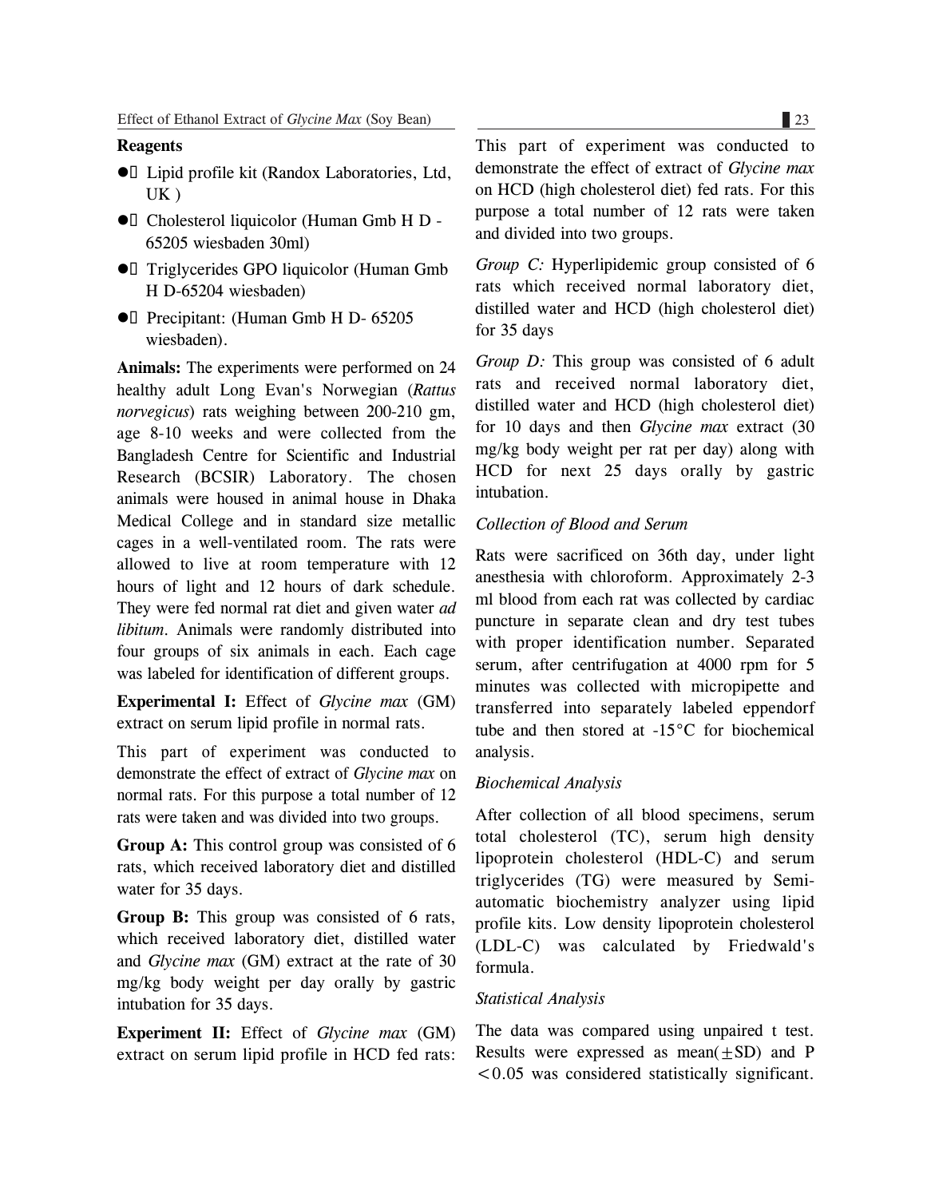**Reagents**

- Lipid profile kit (Randox Laboratories, Ltd, UK )
- Cholesterol liquicolor (Human Gmb H D - 65205 wiesbaden 30ml)
- Triglycerides GPO liquicolor (Human Gmb H D-65204 wiesbaden)
- Precipitant: (Human Gmb H D- 65205 wiesbaden).

**Animals:** The experiments were performed on 24 healthy adult Long Evan's Norwegian (*Rattus norvegicus*) rats weighing between 200-210 gm, age 8-10 weeks and were collected from the Bangladesh Centre for Scientific and Industrial Research (BCSIR) Laboratory. The chosen animals were housed in animal house in Dhaka Medical College and in standard size metallic cages in a well-ventilated room. The rats were allowed to live at room temperature with 12 hours of light and 12 hours of dark schedule. They were fed normal rat diet and given water *ad libitum*. Animals were randomly distributed into four groups of six animals in each. Each cage was labeled for identification of different groups.

**Experimental I:** Effect of *Glycine max* (GM) extract on serum lipid profile in normal rats.

This part of experiment was conducted to demonstrate the effect of extract of *Glycine max* on normal rats. For this purpose a total number of 12 rats were taken and was divided into two groups.

**Group A:** This control group was consisted of 6 rats, which received laboratory diet and distilled water for 35 days.

**Group B:** This group was consisted of 6 rats, which received laboratory diet, distilled water and *Glycine max* (GM) extract at the rate of 30 mg/kg body weight per day orally by gastric intubation for 35 days.

**Experiment II:** Effect of *Glycine max* (GM) extract on serum lipid profile in HCD fed rats: This part of experiment was conducted to demonstrate the effect of extract of *Glycine max* on HCD (high cholesterol diet) fed rats. For this purpose a total number of 12 rats were taken and divided into two groups.

*Group C:* Hyperlipidemic group consisted of 6 rats which received normal laboratory diet, distilled water and HCD (high cholesterol diet) for 35 days

*Group D:* This group was consisted of 6 adult rats and received normal laboratory diet, distilled water and HCD (high cholesterol diet) for 10 days and then *Glycine max* extract (30 mg/kg body weight per rat per day) along with HCD for next 25 days orally by gastric intubation.

*Collection of Blood and Serum*

Rats were sacrificed on 36th day, under light anesthesia with chloroform. Approximately 2-3 ml blood from each rat was collected by cardiac puncture in separate clean and dry test tubes with proper identification number. Separated serum, after centrifugation at 4000 rpm for 5 minutes was collected with micropipette and transferred into separately labeled eppendorf tube and then stored at -15°C for biochemical analysis.

*Biochemical Analysis*

After collection of all blood specimens, serum total cholesterol (TC), serum high density lipoprotein cholesterol (HDL-C) and serum triglycerides (TG) were measured by Semi-automatic biochemistry analyzer using lipid profile kits. Low density lipoprotein cholesterol (LDL-C) was calculated by Friedwald's formula.

*Statistical Analysis*

The data was compared using unpaired t test. Results were expressed as mean($\pm$SD) and $P < 0.05$ was considered statistically significant.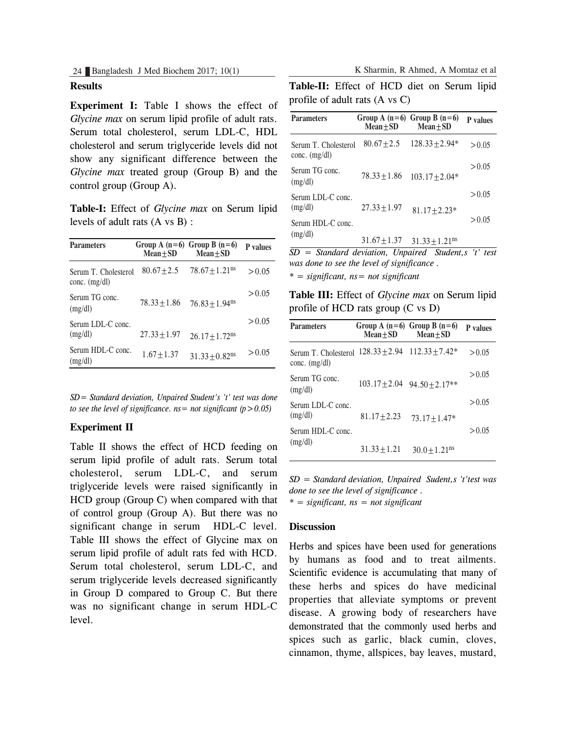## Results

**Experiment I:** Table I shows the effect of *Glycine max* on serum lipid profile of adult rats. Serum total cholesterol, serum LDL-C, HDL cholesterol and serum triglyceride levels did not show any significant difference between the *Glycine max* treated group (Group B) and the control group (Group A).

**Table-I:** Effect of *Glycine max* on Serum lipid levels of adult rats (A vs B) :

| Parameters | Group A (n=6) Mean±SD | Group B (n=6) Mean±SD | P values |
|---|---|---|---|
| Serum T. Cholesterol conc. (mg/dl) | 80.67±2.5 | 78.67±1.21[ns] | >0.05 |
| Serum TG conc. (mg/dl) | 78.33±1.86 | 76.83±1.94[ns] | >0.05 |
| Serum LDL-C conc. (mg/dl) | 27.33±1.97 | 26.17±1.72[ns] | >0.05 |
| Serum HDL-C conc. (mg/dl) | 1.67±1.37 | 31.33±0.82[ns] | >0.05 |

*SD= Standard deviation, Unpaired Student's 't' test was done to see the level of significance. ns= not significant (p>0.05)*

### Experiment II

Table II shows the effect of HCD feeding on serum lipid profile of adult rats. Serum total cholesterol, serum LDL-C, and serum triglyceride levels were raised significantly in HCD group (Group C) when compared with that of control group (Group A). But there was no significant change in serum HDL-C level. Table III shows the effect of Glycine max on serum lipid profile of adult rats fed with HCD. Serum total cholesterol, serum LDL-C, and serum triglyceride levels decreased significantly in Group D compared to Group C. But there was no significant change in serum HDL-C level.

**Table-II:** Effect of HCD diet on Serum lipid profile of adult rats (A vs C)

| Parameters | Group A (n=6) Mean±SD | Group B (n=6) Mean±SD | P values |
|---|---|---|---|
| Serum T. Cholesterol conc. (mg/dl) | 80.67±2.5 | 128.33±2.94* | >0.05 |
| Serum TG conc. (mg/dl) | 78.33±1.86 | 103.17±2.04* | >0.05 |
| Serum LDL-C conc. (mg/dl) | 27.33±1.97 | 81.17±2.23* | >0.05 |
| Serum HDL-C conc. (mg/dl) | 31.67±1.37 | 31.33±1.21[ns] | >0.05 |

*SD = Standard deviation, Unpaired Student,s 't' test was done to see the level of significance .*
*\* = significant, ns= not significant*

**Table III:** Effect of *Glycine max* on Serum lipid profile of HCD rats group (C vs D)

| Parameters | Group A (n=6) Mean±SD | Group B (n=6) Mean±SD | P values |
|---|---|---|---|
| Serum T. Cholesterol conc. (mg/dl) | 128.33±2.94 | 112.33±7.42* | >0.05 |
| Serum TG conc. (mg/dl) | 103.17±2.04 | 94.50±2.17** | >0.05 |
| Serum LDL-C conc. (mg/dl) | 81.17±2.23 | 73.17±1.47* | >0.05 |
| Serum HDL-C conc. (mg/dl) | 31.33±1.21 | 30.0±1.21[ns] | >0.05 |

*SD = Standard deviation, Unpaired Sudent,s 't'test was done to see the level of significance .*
*\* = significant, ns = not significant*

## Discussion

Herbs and spices have been used for generations by humans as food and to treat ailments. Scientific evidence is accumulating that many of these herbs and spices do have medicinal properties that alleviate symptoms or prevent disease. A growing body of researchers have demonstrated that the commonly used herbs and spices such as garlic, black cumin, cloves, cinnamon, thyme, allspices, bay leaves, mustard,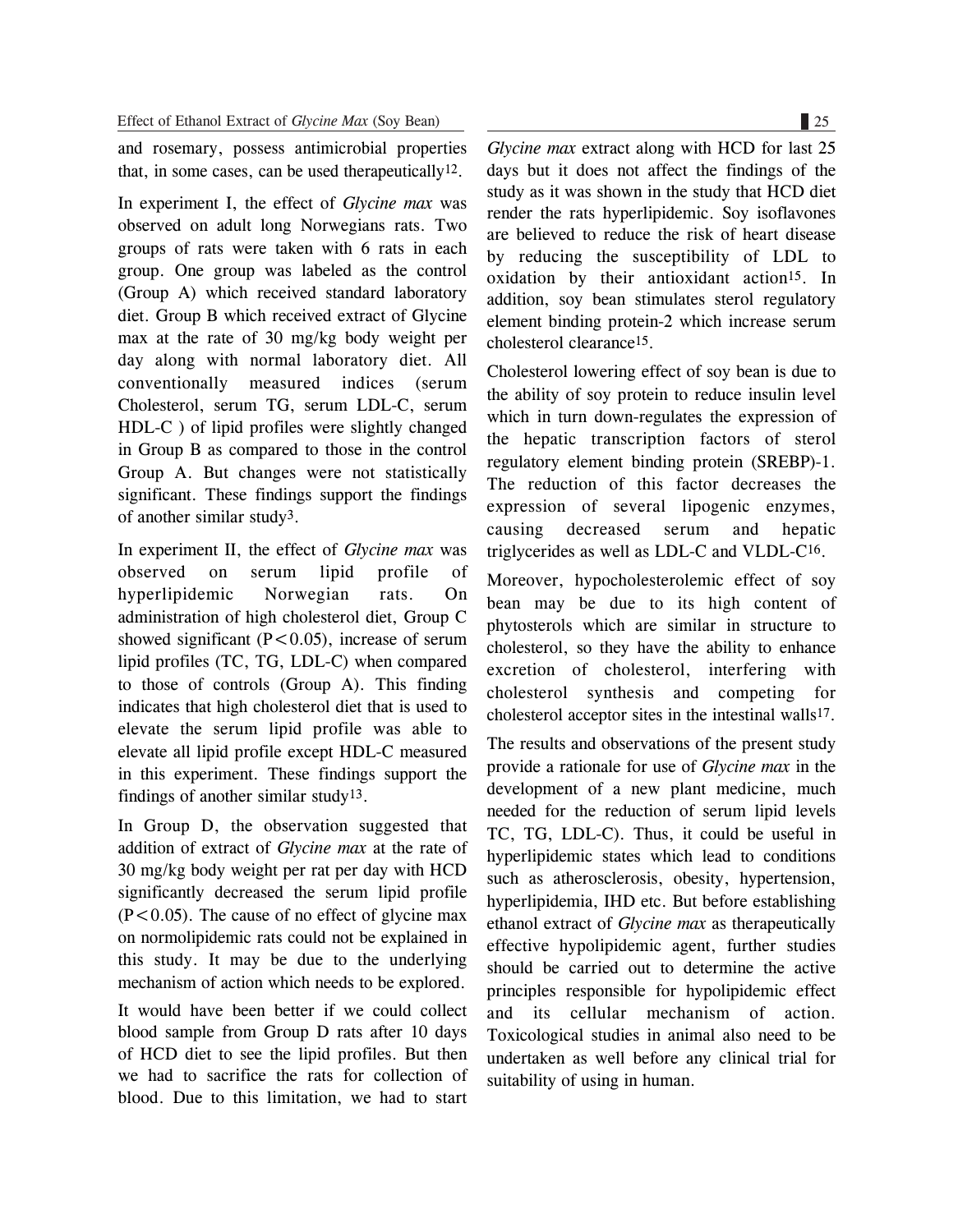and rosemary, possess antimicrobial properties that, in some cases, can be used therapeutically[12].

In experiment I, the effect of *Glycine max* was observed on adult long Norwegians rats. Two groups of rats were taken with 6 rats in each group. One group was labeled as the control (Group A) which received standard laboratory diet. Group B which received extract of Glycine max at the rate of 30 mg/kg body weight per day along with normal laboratory diet. All conventionally measured indices (serum Cholesterol, serum TG, serum LDL-C, serum HDL-C ) of lipid profiles were slightly changed in Group B as compared to those in the control Group A. But changes were not statistically significant. These findings support the findings of another similar study[3].

In experiment II, the effect of *Glycine max* was observed on serum lipid profile of hyperlipidemic Norwegian rats. On administration of high cholesterol diet, Group C showed significant ($P<0.05$), increase of serum lipid profiles (TC, TG, LDL-C) when compared to those of controls (Group A). This finding indicates that high cholesterol diet that is used to elevate the serum lipid profile was able to elevate all lipid profile except HDL-C measured in this experiment. These findings support the findings of another similar study[13].

In Group D, the observation suggested that addition of extract of *Glycine max* at the rate of 30 mg/kg body weight per rat per day with HCD significantly decreased the serum lipid profile ($P<0.05$). The cause of no effect of glycine max on normolipidemic rats could not be explained in this study. It may be due to the underlying mechanism of action which needs to be explored.

It would have been better if we could collect blood sample from Group D rats after 10 days of HCD diet to see the lipid profiles. But then we had to sacrifice the rats for collection of blood. Due to this limitation, we had to start *Glycine max* extract along with HCD for last 25 days but it does not affect the findings of the study as it was shown in the study that HCD diet render the rats hyperlipidemic. Soy isoflavones are believed to reduce the risk of heart disease by reducing the susceptibility of LDL to oxidation by their antioxidant action[15]. In addition, soy bean stimulates sterol regulatory element binding protein-2 which increase serum cholesterol clearance[15].

Cholesterol lowering effect of soy bean is due to the ability of soy protein to reduce insulin level which in turn down-regulates the expression of the hepatic transcription factors of sterol regulatory element binding protein (SREBP)-1. The reduction of this factor decreases the expression of several lipogenic enzymes, causing decreased serum and hepatic triglycerides as well as LDL-C and VLDL-C[16].

Moreover, hypocholesterolemic effect of soy bean may be due to its high content of phytosterols which are similar in structure to cholesterol, so they have the ability to enhance excretion of cholesterol, interfering with cholesterol synthesis and competing for cholesterol acceptor sites in the intestinal walls[17].

The results and observations of the present study provide a rationale for use of *Glycine max* in the development of a new plant medicine, much needed for the reduction of serum lipid levels TC, TG, LDL-C). Thus, it could be useful in hyperlipidemic states which lead to conditions such as atherosclerosis, obesity, hypertension, hyperlipidemia, IHD etc. But before establishing ethanol extract of *Glycine max* as therapeutically effective hypolipidemic agent, further studies should be carried out to determine the active principles responsible for hypolipidemic effect and its cellular mechanism of action. Toxicological studies in animal also need to be undertaken as well before any clinical trial for suitability of using in human.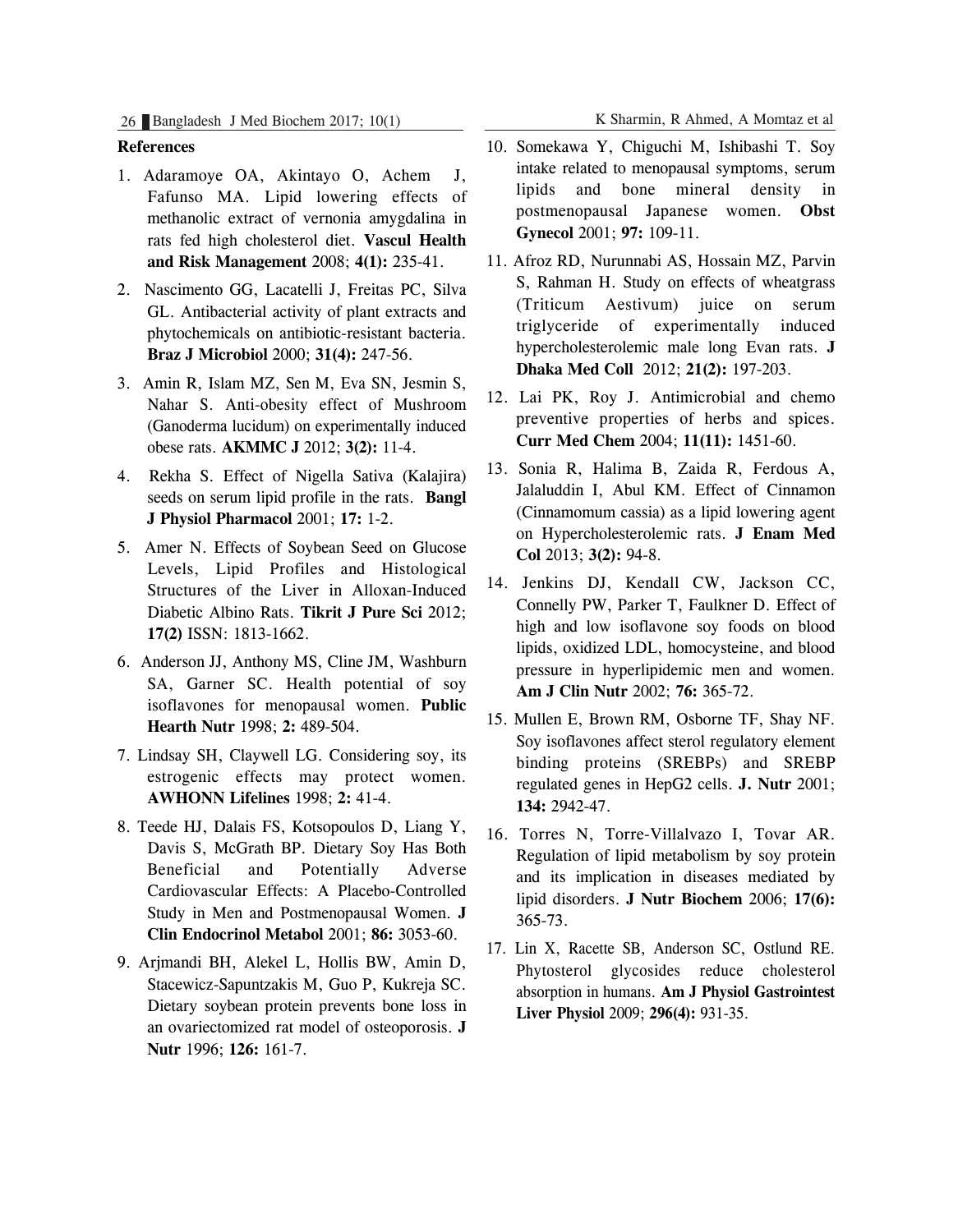## References

1. Adaramoye OA, Akintayo O, Achem J, Fafunso MA. Lipid lowering effects of methanolic extract of vernonia amygdalina in rats fed high cholesterol diet. **Vascul Health and Risk Management** 2008; **4(1):** 235-41.
2. Nascimento GG, Lacatelli J, Freitas PC, Silva GL. Antibacterial activity of plant extracts and phytochemicals on antibiotic-resistant bacteria. **Braz J Microbiol** 2000; **31(4):** 247-56.
3. Amin R, Islam MZ, Sen M, Eva SN, Jesmin S, Nahar S. Anti-obesity effect of Mushroom (Ganoderma lucidum) on experimentally induced obese rats. **AKMMC J** 2012; **3(2):** 11-4.
4. Rekha S. Effect of Nigella Sativa (Kalajira) seeds on serum lipid profile in the rats. **Bangl J Physiol Pharmacol** 2001; **17:** 1-2.
5. Amer N. Effects of Soybean Seed on Glucose Levels, Lipid Profiles and Histological Structures of the Liver in Alloxan-Induced Diabetic Albino Rats. **Tikrit J Pure Sci** 2012; **17(2)** ISSN: 1813-1662.
6. Anderson JJ, Anthony MS, Cline JM, Washburn SA, Garner SC. Health potential of soy isoflavones for menopausal women. **Public Hearth Nutr** 1998; **2:** 489-504.
7. Lindsay SH, Claywell LG. Considering soy, its estrogenic effects may protect women. **AWHONN Lifelines** 1998; **2:** 41-4.
8. Teede HJ, Dalais FS, Kotsopoulos D, Liang Y, Davis S, McGrath BP. Dietary Soy Has Both Beneficial and Potentially Adverse Cardiovascular Effects: A Placebo-Controlled Study in Men and Postmenopausal Women. **J Clin Endocrinol Metabol** 2001; **86:** 3053-60.
9. Arjmandi BH, Alekel L, Hollis BW, Amin D, Stacewicz-Sapuntzakis M, Guo P, Kukreja SC. Dietary soybean protein prevents bone loss in an ovariectomized rat model of osteoporosis. **J Nutr** 1996; **126:** 161-7.
10. Somekawa Y, Chiguchi M, Ishibashi T. Soy intake related to menopausal symptoms, serum lipids and bone mineral density in postmenopausal Japanese women. **Obst Gynecol** 2001; **97:** 109-11.
11. Afroz RD, Nurunnabi AS, Hossain MZ, Parvin S, Rahman H. Study on effects of wheatgrass (Triticum Aestivum) juice on serum triglyceride of experimentally induced hypercholesterolemic male long Evan rats. **J Dhaka Med Coll** 2012; **21(2):** 197-203.
12. Lai PK, Roy J. Antimicrobial and chemo preventive properties of herbs and spices. **Curr Med Chem** 2004; **11(11):** 1451-60.
13. Sonia R, Halima B, Zaida R, Ferdous A, Jalaluddin I, Abul KM. Effect of Cinnamon (Cinnamomum cassia) as a lipid lowering agent on Hypercholesterolemic rats. **J Enam Med Col** 2013; **3(2):** 94-8.
14. Jenkins DJ, Kendall CW, Jackson CC, Connelly PW, Parker T, Faulkner D. Effect of high and low isoflavone soy foods on blood lipids, oxidized LDL, homocysteine, and blood pressure in hyperlipidemic men and women. **Am J Clin Nutr** 2002; **76:** 365-72.
15. Mullen E, Brown RM, Osborne TF, Shay NF. Soy isoflavones affect sterol regulatory element binding proteins (SREBPs) and SREBP regulated genes in HepG2 cells. **J. Nutr** 2001; **134:** 2942-47.
16. Torres N, Torre-Villalvazo I, Tovar AR. Regulation of lipid metabolism by soy protein and its implication in diseases mediated by lipid disorders. **J Nutr Biochem** 2006; **17(6):** 365-73.
17. Lin X, Racette SB, Anderson SC, Ostlund RE. Phytosterol glycosides reduce cholesterol absorption in humans. **Am J Physiol Gastrointest Liver Physiol** 2009; **296(4):** 931-35.